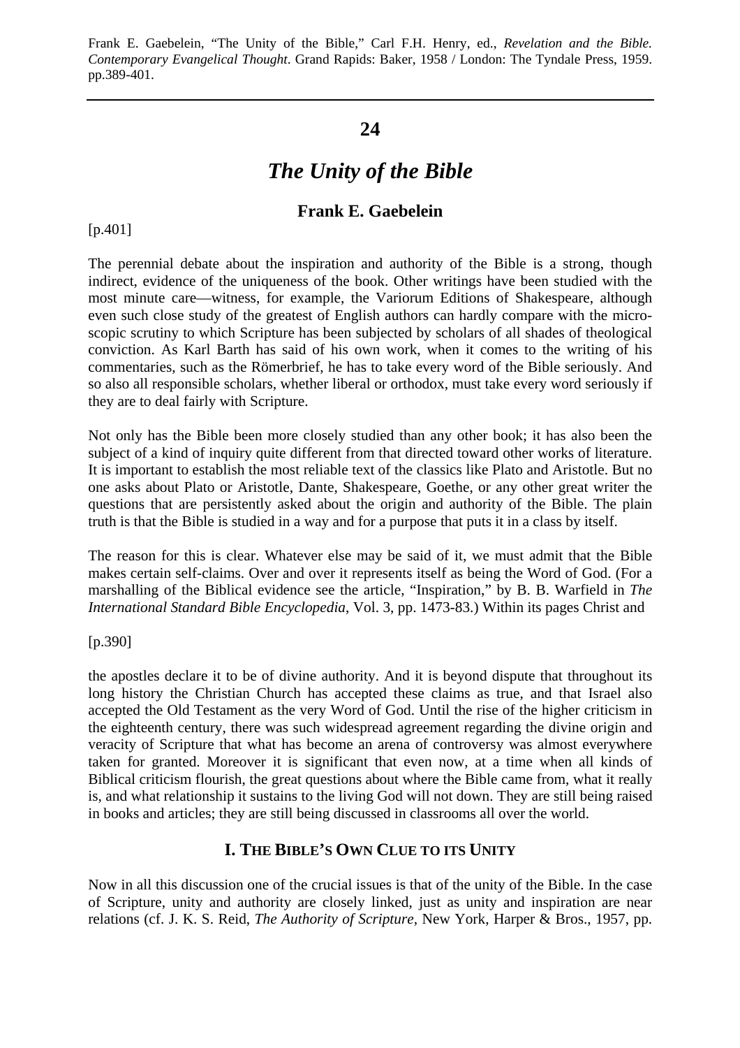Frank E. Gaebelein, "The Unity of the Bible," Carl F.H. Henry, ed., *Revelation and the Bible. Contemporary Evangelical Thought*. Grand Rapids: Baker, 1958 / London: The Tyndale Press, 1959. pp.389-401.

---

**24**

# *The Unity of the Bible*

### Frank E. Gaebelein

[p.401]

The perennial debate about the inspiration and authority of the Bible is a strong, though indirect, evidence of the uniqueness of the book. Other writings have been studied with the most minute care—witness, for example, the Variorum Editions of Shakespeare, although even such close study of the greatest of English authors can hardly compare with the microscopic scrutiny to which Scripture has been subjected by scholars of all shades of theological conviction. As Karl Barth has said of his own work, when it comes to the writing of his commentaries, such as the Römerbrief, he has to take every word of the Bible seriously. And so also all responsible scholars, whether liberal or orthodox, must take every word seriously if they are to deal fairly with Scripture.

Not only has the Bible been more closely studied than any other book; it has also been the subject of a kind of inquiry quite different from that directed toward other works of literature. It is important to establish the most reliable text of the classics like Plato and Aristotle. But no one asks about Plato or Aristotle, Dante, Shakespeare, Goethe, or any other great writer the questions that are persistently asked about the origin and authority of the Bible. The plain truth is that the Bible is studied in a way and for a purpose that puts it in a class by itself.

The reason for this is clear. Whatever else may be said of it, we must admit that the Bible makes certain self-claims. Over and over it represents itself as being the Word of God. (For a marshalling of the Biblical evidence see the article, "Inspiration," by B. B. Warfield in *The International Standard Bible Encyclopedia*, Vol. 3, pp. 1473-83.) Within its pages Christ and

[p.390]

the apostles declare it to be of divine authority. And it is beyond dispute that throughout its long history the Christian Church has accepted these claims as true, and that Israel also accepted the Old Testament as the very Word of God. Until the rise of the higher criticism in the eighteenth century, there was such widespread agreement regarding the divine origin and veracity of Scripture that what has become an arena of controversy was almost everywhere taken for granted. Moreover it is significant that even now, at a time when all kinds of Biblical criticism flourish, the great questions about where the Bible came from, what it really is, and what relationship it sustains to the living God will not down. They are still being raised in books and articles; they are still being discussed in classrooms all over the world.

## I. The Bible's Own Clue to its Unity

Now in all this discussion one of the crucial issues is that of the unity of the Bible. In the case of Scripture, unity and authority are closely linked, just as unity and inspiration are near relations (cf. J. K. S. Reid, *The Authority of Scripture*, New York, Harper & Bros., 1957, pp.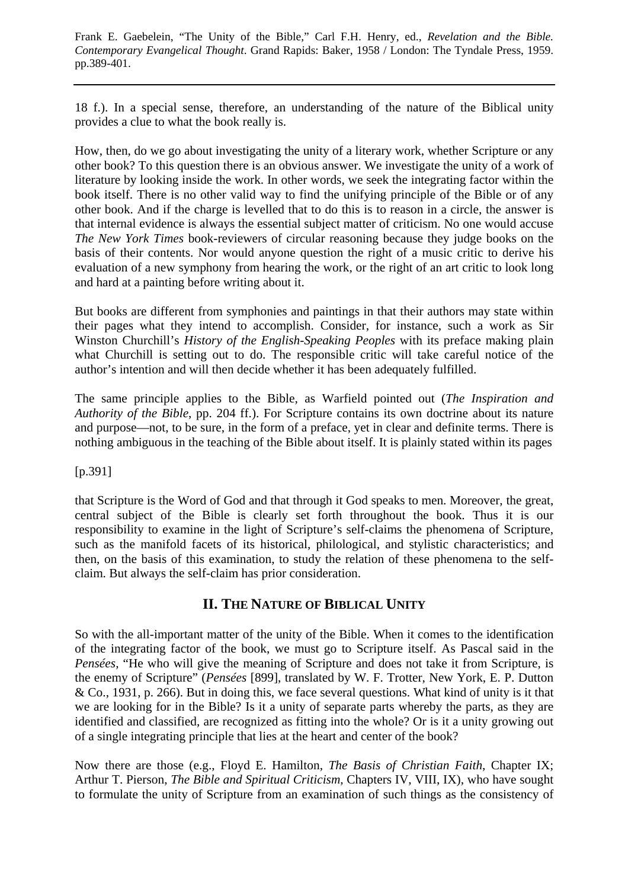18 f.). In a special sense, therefore, an understanding of the nature of the Biblical unity provides a clue to what the book really is.

How, then, do we go about investigating the unity of a literary work, whether Scripture or any other book? To this question there is an obvious answer. We investigate the unity of a work of literature by looking inside the work. In other words, we seek the integrating factor within the book itself. There is no other valid way to find the unifying principle of the Bible or of any other book. And if the charge is levelled that to do this is to reason in a circle, the answer is that internal evidence is always the essential subject matter of criticism. No one would accuse *The New York Times* book-reviewers of circular reasoning because they judge books on the basis of their contents. Nor would anyone question the right of a music critic to derive his evaluation of a new symphony from hearing the work, or the right of an art critic to look long and hard at a painting before writing about it.

But books are different from symphonies and paintings in that their authors may state within their pages what they intend to accomplish. Consider, for instance, such a work as Sir Winston Churchill's *History of the English-Speaking Peoples* with its preface making plain what Churchill is setting out to do. The responsible critic will take careful notice of the author's intention and will then decide whether it has been adequately fulfilled.

The same principle applies to the Bible, as Warfield pointed out (*The Inspiration and Authority of the Bible*, pp. 204 ff.). For Scripture contains its own doctrine about its nature and purpose—not, to be sure, in the form of a preface, yet in clear and definite terms. There is nothing ambiguous in the teaching of the Bible about itself. It is plainly stated within its pages

[p.391]

that Scripture is the Word of God and that through it God speaks to men. Moreover, the great, central subject of the Bible is clearly set forth throughout the book. Thus it is our responsibility to examine in the light of Scripture's self-claims the phenomena of Scripture, such as the manifold facets of its historical, philological, and stylistic characteristics; and then, on the basis of this examination, to study the relation of these phenomena to the self-claim. But always the self-claim has prior consideration.

## II. The Nature of Biblical Unity

So with the all-important matter of the unity of the Bible. When it comes to the identification of the integrating factor of the book, we must go to Scripture itself. As Pascal said in the *Pensées*, "He who will give the meaning of Scripture and does not take it from Scripture, is the enemy of Scripture" (*Pensées* [899], translated by W. F. Trotter, New York, E. P. Dutton & Co., 1931, p. 266). But in doing this, we face several questions. What kind of unity is it that we are looking for in the Bible? Is it a unity of separate parts whereby the parts, as they are identified and classified, are recognized as fitting into the whole? Or is it a unity growing out of a single integrating principle that lies at the heart and center of the book?

Now there are those (e.g., Floyd E. Hamilton, *The Basis of Christian Faith*, Chapter IX; Arthur T. Pierson, *The Bible and Spiritual Criticism*, Chapters IV, VIII, IX), who have sought to formulate the unity of Scripture from an examination of such things as the consistency of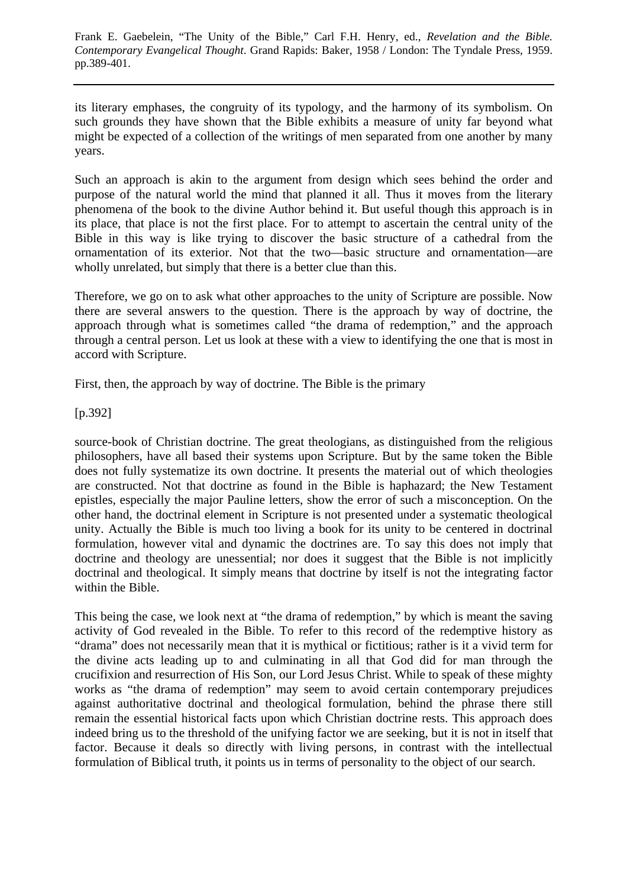its literary emphases, the congruity of its typology, and the harmony of its symbolism. On such grounds they have shown that the Bible exhibits a measure of unity far beyond what might be expected of a collection of the writings of men separated from one another by many years.

Such an approach is akin to the argument from design which sees behind the order and purpose of the natural world the mind that planned it all. Thus it moves from the literary phenomena of the book to the divine Author behind it. But useful though this approach is in its place, that place is not the first place. For to attempt to ascertain the central unity of the Bible in this way is like trying to discover the basic structure of a cathedral from the ornamentation of its exterior. Not that the two—basic structure and ornamentation—are wholly unrelated, but simply that there is a better clue than this.

Therefore, we go on to ask what other approaches to the unity of Scripture are possible. Now there are several answers to the question. There is the approach by way of doctrine, the approach through what is sometimes called "the drama of redemption," and the approach through a central person. Let us look at these with a view to identifying the one that is most in accord with Scripture.

First, then, the approach by way of doctrine. The Bible is the primary

[p.392]

source-book of Christian doctrine. The great theologians, as distinguished from the religious philosophers, have all based their systems upon Scripture. But by the same token the Bible does not fully systematize its own doctrine. It presents the material out of which theologies are constructed. Not that doctrine as found in the Bible is haphazard; the New Testament epistles, especially the major Pauline letters, show the error of such a misconception. On the other hand, the doctrinal element in Scripture is not presented under a systematic theological unity. Actually the Bible is much too living a book for its unity to be centered in doctrinal formulation, however vital and dynamic the doctrines are. To say this does not imply that doctrine and theology are unessential; nor does it suggest that the Bible is not implicitly doctrinal and theological. It simply means that doctrine by itself is not the integrating factor within the Bible.

This being the case, we look next at "the drama of redemption," by which is meant the saving activity of God revealed in the Bible. To refer to this record of the redemptive history as "drama" does not necessarily mean that it is mythical or fictitious; rather is it a vivid term for the divine acts leading up to and culminating in all that God did for man through the crucifixion and resurrection of His Son, our Lord Jesus Christ. While to speak of these mighty works as "the drama of redemption" may seem to avoid certain contemporary prejudices against authoritative doctrinal and theological formulation, behind the phrase there still remain the essential historical facts upon which Christian doctrine rests. This approach does indeed bring us to the threshold of the unifying factor we are seeking, but it is not in itself that factor. Because it deals so directly with living persons, in contrast with the intellectual formulation of Biblical truth, it points us in terms of personality to the object of our search.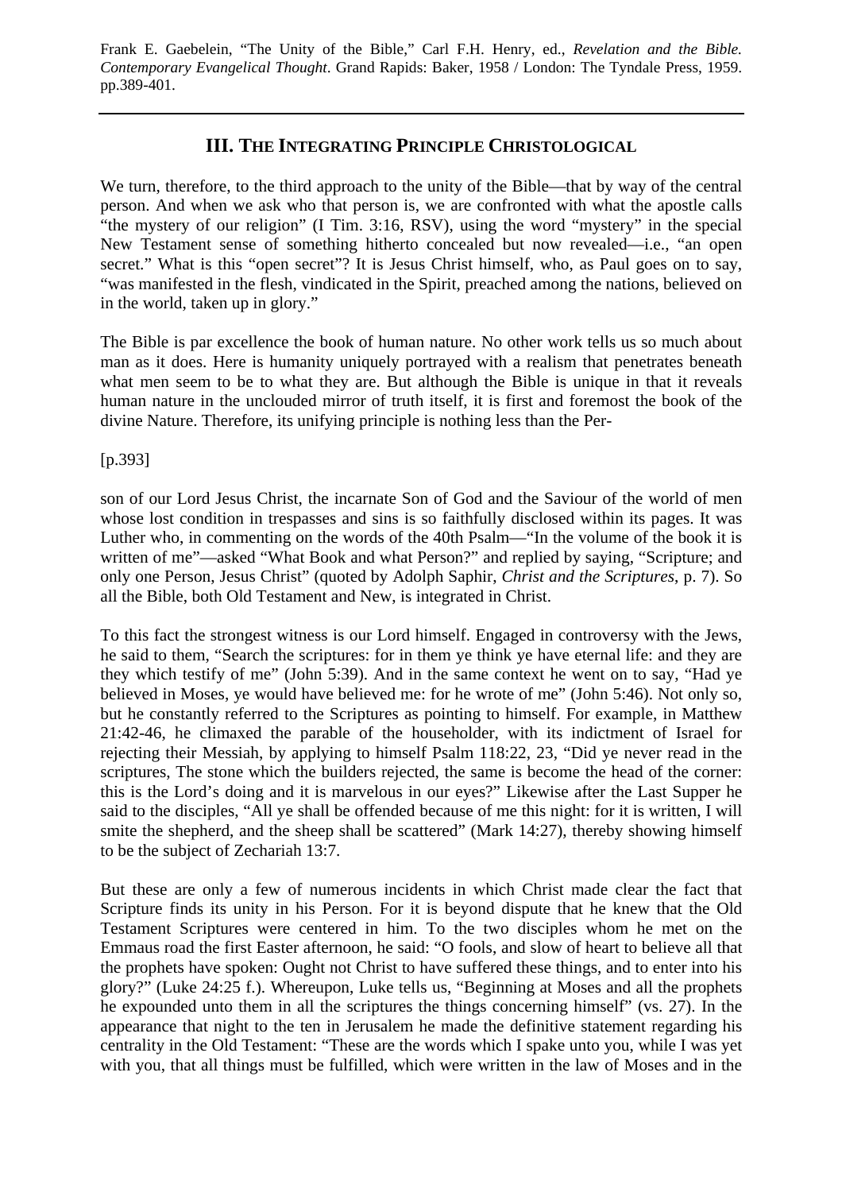## III. The Integrating Principle Christological

We turn, therefore, to the third approach to the unity of the Bible—that by way of the central person. And when we ask who that person is, we are confronted with what the apostle calls "the mystery of our religion" (I Tim. 3:16, RSV), using the word "mystery" in the special New Testament sense of something hitherto concealed but now revealed—i.e., "an open secret." What is this "open secret"? It is Jesus Christ himself, who, as Paul goes on to say, "was manifested in the flesh, vindicated in the Spirit, preached among the nations, believed on in the world, taken up in glory."

The Bible is par excellence the book of human nature. No other work tells us so much about man as it does. Here is humanity uniquely portrayed with a realism that penetrates beneath what men seem to be to what they are. But although the Bible is unique in that it reveals human nature in the unclouded mirror of truth itself, it is first and foremost the book of the divine Nature. Therefore, its unifying principle is nothing less than the Per-

[p.393]

son of our Lord Jesus Christ, the incarnate Son of God and the Saviour of the world of men whose lost condition in trespasses and sins is so faithfully disclosed within its pages. It was Luther who, in commenting on the words of the 40th Psalm—"In the volume of the book it is written of me"—asked "What Book and what Person?" and replied by saying, "Scripture; and only one Person, Jesus Christ" (quoted by Adolph Saphir, *Christ and the Scriptures*, p. 7). So all the Bible, both Old Testament and New, is integrated in Christ.

To this fact the strongest witness is our Lord himself. Engaged in controversy with the Jews, he said to them, "Search the scriptures: for in them ye think ye have eternal life: and they are they which testify of me" (John 5:39). And in the same context he went on to say, "Had ye believed in Moses, ye would have believed me: for he wrote of me" (John 5:46). Not only so, but he constantly referred to the Scriptures as pointing to himself. For example, in Matthew 21:42-46, he climaxed the parable of the householder, with its indictment of Israel for rejecting their Messiah, by applying to himself Psalm 118:22, 23, "Did ye never read in the scriptures, The stone which the builders rejected, the same is become the head of the corner: this is the Lord's doing and it is marvelous in our eyes?" Likewise after the Last Supper he said to the disciples, "All ye shall be offended because of me this night: for it is written, I will smite the shepherd, and the sheep shall be scattered" (Mark 14:27), thereby showing himself to be the subject of Zechariah 13:7.

But these are only a few of numerous incidents in which Christ made clear the fact that Scripture finds its unity in his Person. For it is beyond dispute that he knew that the Old Testament Scriptures were centered in him. To the two disciples whom he met on the Emmaus road the first Easter afternoon, he said: "O fools, and slow of heart to believe all that the prophets have spoken: Ought not Christ to have suffered these things, and to enter into his glory?" (Luke 24:25 f.). Whereupon, Luke tells us, "Beginning at Moses and all the prophets he expounded unto them in all the scriptures the things concerning himself" (vs. 27). In the appearance that night to the ten in Jerusalem he made the definitive statement regarding his centrality in the Old Testament: "These are the words which I spake unto you, while I was yet with you, that all things must be fulfilled, which were written in the law of Moses and in the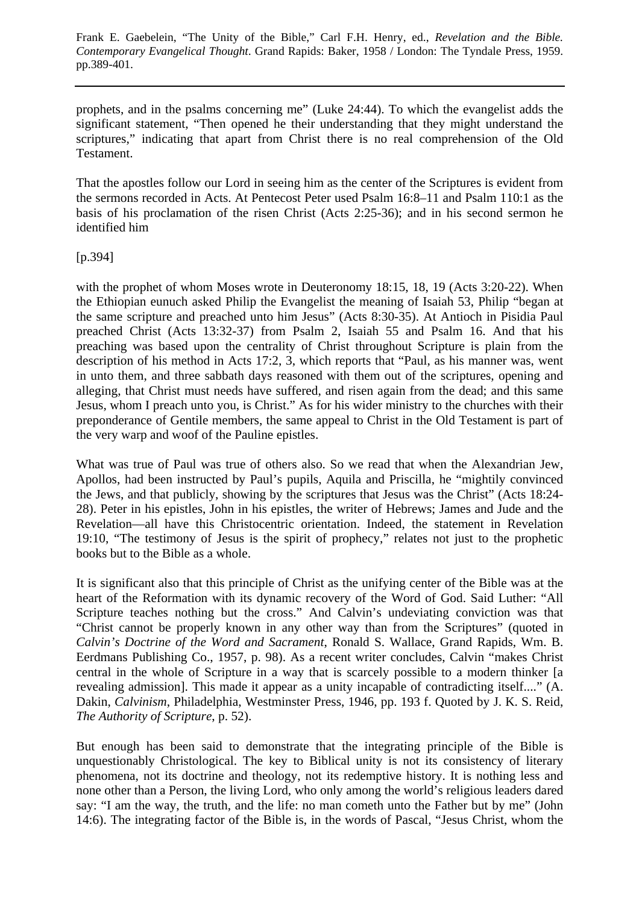prophets, and in the psalms concerning me" (Luke 24:44). To which the evangelist adds the significant statement, "Then opened he their understanding that they might understand the scriptures," indicating that apart from Christ there is no real comprehension of the Old Testament.

That the apostles follow our Lord in seeing him as the center of the Scriptures is evident from the sermons recorded in Acts. At Pentecost Peter used Psalm 16:8–11 and Psalm 110:1 as the basis of his proclamation of the risen Christ (Acts 2:25-36); and in his second sermon he identified him

[p.394]

with the prophet of whom Moses wrote in Deuteronomy 18:15, 18, 19 (Acts 3:20-22). When the Ethiopian eunuch asked Philip the Evangelist the meaning of Isaiah 53, Philip "began at the same scripture and preached unto him Jesus" (Acts 8:30-35). At Antioch in Pisidia Paul preached Christ (Acts 13:32-37) from Psalm 2, Isaiah 55 and Psalm 16. And that his preaching was based upon the centrality of Christ throughout Scripture is plain from the description of his method in Acts 17:2, 3, which reports that "Paul, as his manner was, went in unto them, and three sabbath days reasoned with them out of the scriptures, opening and alleging, that Christ must needs have suffered, and risen again from the dead; and this same Jesus, whom I preach unto you, is Christ." As for his wider ministry to the churches with their preponderance of Gentile members, the same appeal to Christ in the Old Testament is part of the very warp and woof of the Pauline epistles.

What was true of Paul was true of others also. So we read that when the Alexandrian Jew, Apollos, had been instructed by Paul's pupils, Aquila and Priscilla, he "mightily convinced the Jews, and that publicly, showing by the scriptures that Jesus was the Christ" (Acts 18:24-28). Peter in his epistles, John in his epistles, the writer of Hebrews; James and Jude and the Revelation—all have this Christocentric orientation. Indeed, the statement in Revelation 19:10, "The testimony of Jesus is the spirit of prophecy," relates not just to the prophetic books but to the Bible as a whole.

It is significant also that this principle of Christ as the unifying center of the Bible was at the heart of the Reformation with its dynamic recovery of the Word of God. Said Luther: "All Scripture teaches nothing but the cross." And Calvin's undeviating conviction was that "Christ cannot be properly known in any other way than from the Scriptures" (quoted in *Calvin's Doctrine of the Word and Sacrament*, Ronald S. Wallace, Grand Rapids, Wm. B. Eerdmans Publishing Co., 1957, p. 98). As a recent writer concludes, Calvin "makes Christ central in the whole of Scripture in a way that is scarcely possible to a modern thinker [a revealing admission]. This made it appear as a unity incapable of contradicting itself...." (A. Dakin, *Calvinism*, Philadelphia, Westminster Press, 1946, pp. 193 f. Quoted by J. K. S. Reid, *The Authority of Scripture*, p. 52).

But enough has been said to demonstrate that the integrating principle of the Bible is unquestionably Christological. The key to Biblical unity is not its consistency of literary phenomena, not its doctrine and theology, not its redemptive history. It is nothing less and none other than a Person, the living Lord, who only among the world's religious leaders dared say: "I am the way, the truth, and the life: no man cometh unto the Father but by me" (John 14:6). The integrating factor of the Bible is, in the words of Pascal, "Jesus Christ, whom the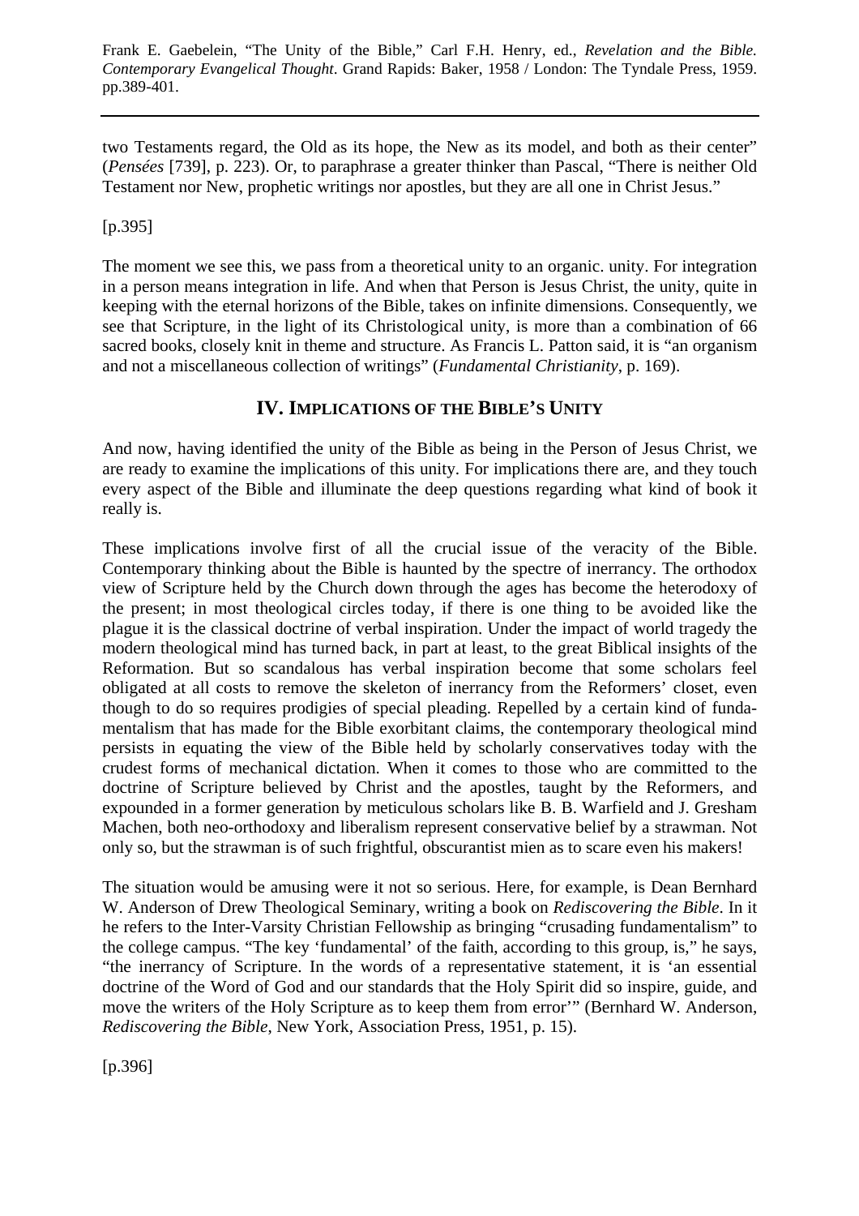two Testaments regard, the Old as its hope, the New as its model, and both as their center" (*Pensées* [739], p. 223). Or, to paraphrase a greater thinker than Pascal, "There is neither Old Testament nor New, prophetic writings nor apostles, but they are all one in Christ Jesus."

[p.395]

The moment we see this, we pass from a theoretical unity to an organic. unity. For integration in a person means integration in life. And when that Person is Jesus Christ, the unity, quite in keeping with the eternal horizons of the Bible, takes on infinite dimensions. Consequently, we see that Scripture, in the light of its Christological unity, is more than a combination of 66 sacred books, closely knit in theme and structure. As Francis L. Patton said, it is "an organism and not a miscellaneous collection of writings" (*Fundamental Christianity*, p. 169).

## IV. Implications of the Bible's Unity

And now, having identified the unity of the Bible as being in the Person of Jesus Christ, we are ready to examine the implications of this unity. For implications there are, and they touch every aspect of the Bible and illuminate the deep questions regarding what kind of book it really is.

These implications involve first of all the crucial issue of the veracity of the Bible. Contemporary thinking about the Bible is haunted by the spectre of inerrancy. The orthodox view of Scripture held by the Church down through the ages has become the heterodoxy of the present; in most theological circles today, if there is one thing to be avoided like the plague it is the classical doctrine of verbal inspiration. Under the impact of world tragedy the modern theological mind has turned back, in part at least, to the great Biblical insights of the Reformation. But so scandalous has verbal inspiration become that some scholars feel obligated at all costs to remove the skeleton of inerrancy from the Reformers' closet, even though to do so requires prodigies of special pleading. Repelled by a certain kind of fundamentalism that has made for the Bible exorbitant claims, the contemporary theological mind persists in equating the view of the Bible held by scholarly conservatives today with the crudest forms of mechanical dictation. When it comes to those who are committed to the doctrine of Scripture believed by Christ and the apostles, taught by the Reformers, and expounded in a former generation by meticulous scholars like B. B. Warfield and J. Gresham Machen, both neo-orthodoxy and liberalism represent conservative belief by a strawman. Not only so, but the strawman is of such frightful, obscurantist mien as to scare even his makers!

The situation would be amusing were it not so serious. Here, for example, is Dean Bernhard W. Anderson of Drew Theological Seminary, writing a book on *Rediscovering the Bible*. In it he refers to the Inter-Varsity Christian Fellowship as bringing "crusading fundamentalism" to the college campus. "The key 'fundamental' of the faith, according to this group, is," he says, "the inerrancy of Scripture. In the words of a representative statement, it is 'an essential doctrine of the Word of God and our standards that the Holy Spirit did so inspire, guide, and move the writers of the Holy Scripture as to keep them from error'" (Bernhard W. Anderson, *Rediscovering the Bible*, New York, Association Press, 1951, p. 15).

[p.396]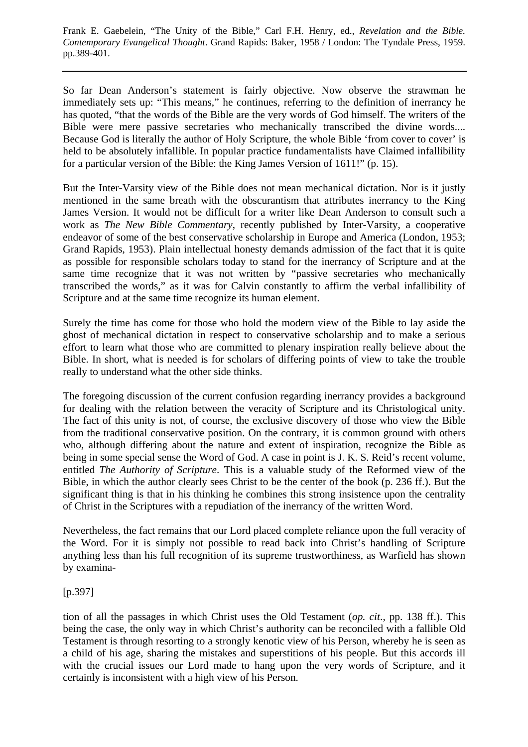So far Dean Anderson's statement is fairly objective. Now observe the strawman he immediately sets up: "This means," he continues, referring to the definition of inerrancy he has quoted, "that the words of the Bible are the very words of God himself. The writers of the Bible were mere passive secretaries who mechanically transcribed the divine words.... Because God is literally the author of Holy Scripture, the whole Bible 'from cover to cover' is held to be absolutely infallible. In popular practice fundamentalists have Claimed infallibility for a particular version of the Bible: the King James Version of 1611!" (p. 15).

But the Inter-Varsity view of the Bible does not mean mechanical dictation. Nor is it justly mentioned in the same breath with the obscurantism that attributes inerrancy to the King James Version. It would not be difficult for a writer like Dean Anderson to consult such a work as *The New Bible Commentary*, recently published by Inter-Varsity, a cooperative endeavor of some of the best conservative scholarship in Europe and America (London, 1953; Grand Rapids, 1953). Plain intellectual honesty demands admission of the fact that it is quite as possible for responsible scholars today to stand for the inerrancy of Scripture and at the same time recognize that it was not written by "passive secretaries who mechanically transcribed the words," as it was for Calvin constantly to affirm the verbal infallibility of Scripture and at the same time recognize its human element.

Surely the time has come for those who hold the modern view of the Bible to lay aside the ghost of mechanical dictation in respect to conservative scholarship and to make a serious effort to learn what those who are committed to plenary inspiration really believe about the Bible. In short, what is needed is for scholars of differing points of view to take the trouble really to understand what the other side thinks.

The foregoing discussion of the current confusion regarding inerrancy provides a background for dealing with the relation between the veracity of Scripture and its Christological unity. The fact of this unity is not, of course, the exclusive discovery of those who view the Bible from the traditional conservative position. On the contrary, it is common ground with others who, although differing about the nature and extent of inspiration, recognize the Bible as being in some special sense the Word of God. A case in point is J. K. S. Reid's recent volume, entitled *The Authority of Scripture*. This is a valuable study of the Reformed view of the Bible, in which the author clearly sees Christ to be the center of the book (p. 236 ff.). But the significant thing is that in his thinking he combines this strong insistence upon the centrality of Christ in the Scriptures with a repudiation of the inerrancy of the written Word.

Nevertheless, the fact remains that our Lord placed complete reliance upon the full veracity of the Word. For it is simply not possible to read back into Christ's handling of Scripture anything less than his full recognition of its supreme trustworthiness, as Warfield has shown by examina-

[p.397]

tion of all the passages in which Christ uses the Old Testament (*op. cit*., pp. 138 ff.). This being the case, the only way in which Christ's authority can be reconciled with a fallible Old Testament is through resorting to a strongly kenotic view of his Person, whereby he is seen as a child of his age, sharing the mistakes and superstitions of his people. But this accords ill with the crucial issues our Lord made to hang upon the very words of Scripture, and it certainly is inconsistent with a high view of his Person.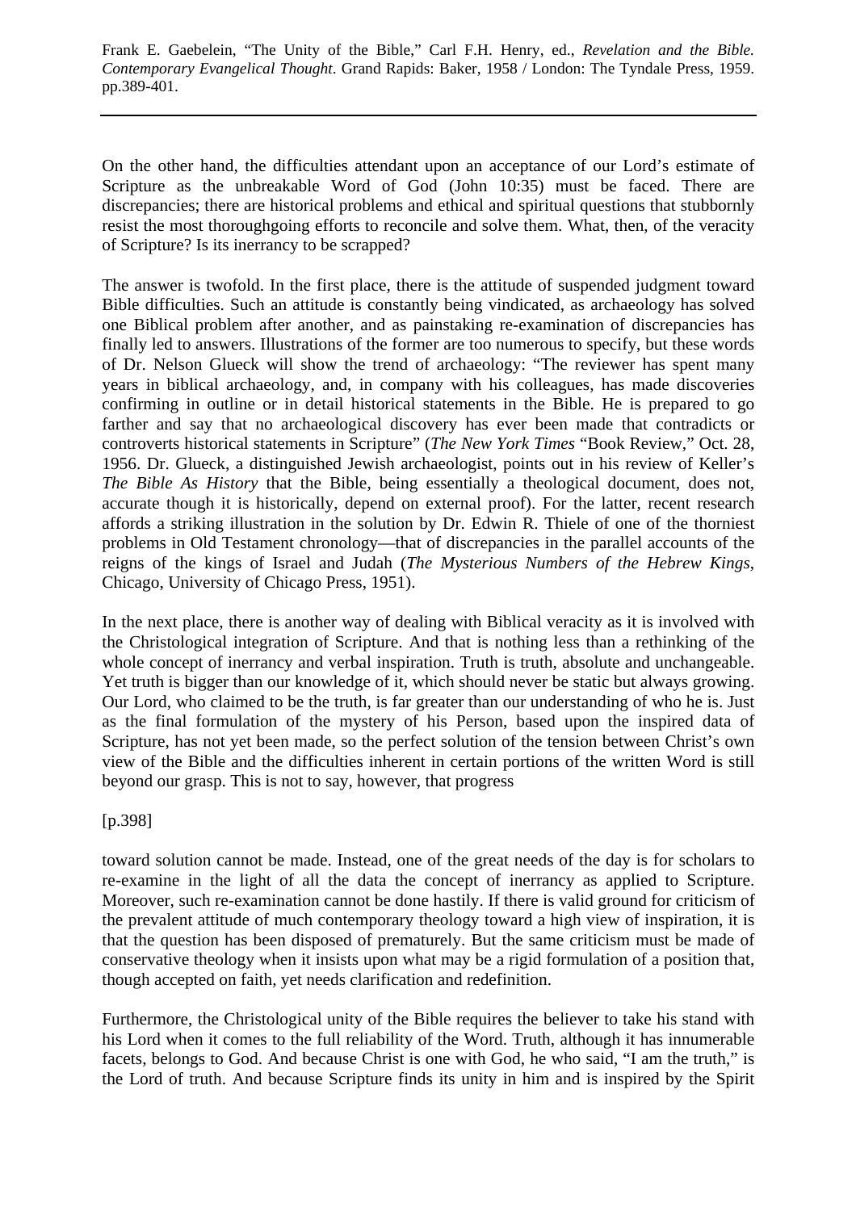On the other hand, the difficulties attendant upon an acceptance of our Lord's estimate of Scripture as the unbreakable Word of God (John 10:35) must be faced. There are discrepancies; there are historical problems and ethical and spiritual questions that stubbornly resist the most thoroughgoing efforts to reconcile and solve them. What, then, of the veracity of Scripture? Is its inerrancy to be scrapped?

The answer is twofold. In the first place, there is the attitude of suspended judgment toward Bible difficulties. Such an attitude is constantly being vindicated, as archaeology has solved one Biblical problem after another, and as painstaking re-examination of discrepancies has finally led to answers. Illustrations of the former are too numerous to specify, but these words of Dr. Nelson Glueck will show the trend of archaeology: "The reviewer has spent many years in biblical archaeology, and, in company with his colleagues, has made discoveries confirming in outline or in detail historical statements in the Bible. He is prepared to go farther and say that no archaeological discovery has ever been made that contradicts or controverts historical statements in Scripture" (*The New York Times* "Book Review," Oct. 28, 1956. Dr. Glueck, a distinguished Jewish archaeologist, points out in his review of Keller's *The Bible As History* that the Bible, being essentially a theological document, does not, accurate though it is historically, depend on external proof). For the latter, recent research affords a striking illustration in the solution by Dr. Edwin R. Thiele of one of the thorniest problems in Old Testament chronology—that of discrepancies in the parallel accounts of the reigns of the kings of Israel and Judah (*The Mysterious Numbers of the Hebrew Kings*, Chicago, University of Chicago Press, 1951).

In the next place, there is another way of dealing with Biblical veracity as it is involved with the Christological integration of Scripture. And that is nothing less than a rethinking of the whole concept of inerrancy and verbal inspiration. Truth is truth, absolute and unchangeable. Yet truth is bigger than our knowledge of it, which should never be static but always growing. Our Lord, who claimed to be the truth, is far greater than our understanding of who he is. Just as the final formulation of the mystery of his Person, based upon the inspired data of Scripture, has not yet been made, so the perfect solution of the tension between Christ's own view of the Bible and the difficulties inherent in certain portions of the written Word is still beyond our grasp. This is not to say, however, that progress

[p.398]

toward solution cannot be made. Instead, one of the great needs of the day is for scholars to re-examine in the light of all the data the concept of inerrancy as applied to Scripture. Moreover, such re-examination cannot be done hastily. If there is valid ground for criticism of the prevalent attitude of much contemporary theology toward a high view of inspiration, it is that the question has been disposed of prematurely. But the same criticism must be made of conservative theology when it insists upon what may be a rigid formulation of a position that, though accepted on faith, yet needs clarification and redefinition.

Furthermore, the Christological unity of the Bible requires the believer to take his stand with his Lord when it comes to the full reliability of the Word. Truth, although it has innumerable facets, belongs to God. And because Christ is one with God, he who said, "I am the truth," is the Lord of truth. And because Scripture finds its unity in him and is inspired by the Spirit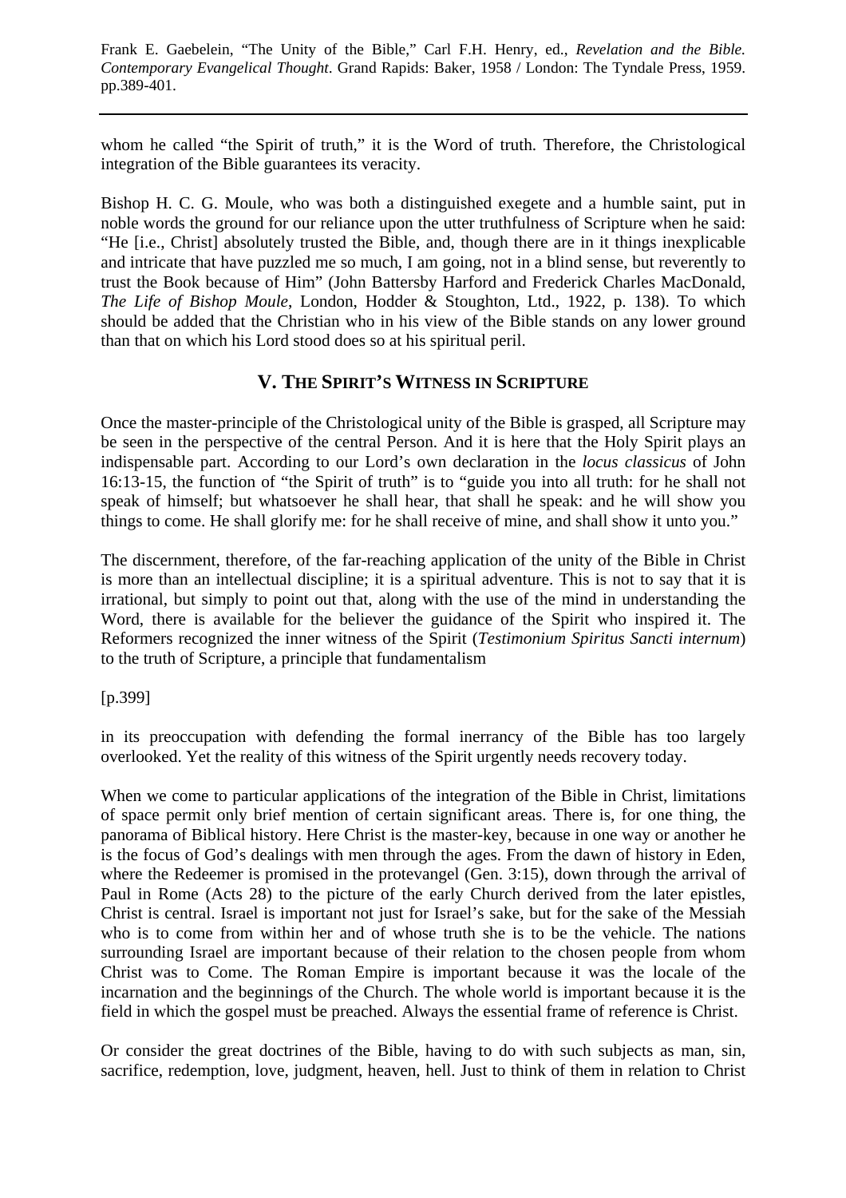whom he called "the Spirit of truth," it is the Word of truth. Therefore, the Christological integration of the Bible guarantees its veracity.

Bishop H. C. G. Moule, who was both a distinguished exegete and a humble saint, put in noble words the ground for our reliance upon the utter truthfulness of Scripture when he said: "He [i.e., Christ] absolutely trusted the Bible, and, though there are in it things inexplicable and intricate that have puzzled me so much, I am going, not in a blind sense, but reverently to trust the Book because of Him" (John Battersby Harford and Frederick Charles MacDonald, *The Life of Bishop Moule*, London, Hodder & Stoughton, Ltd., 1922, p. 138). To which should be added that the Christian who in his view of the Bible stands on any lower ground than that on which his Lord stood does so at his spiritual peril.

## V. The Spirit's Witness in Scripture

Once the master-principle of the Christological unity of the Bible is grasped, all Scripture may be seen in the perspective of the central Person. And it is here that the Holy Spirit plays an indispensable part. According to our Lord's own declaration in the *locus classicus* of John 16:13-15, the function of "the Spirit of truth" is to "guide you into all truth: for he shall not speak of himself; but whatsoever he shall hear, that shall he speak: and he will show you things to come. He shall glorify me: for he shall receive of mine, and shall show it unto you."

The discernment, therefore, of the far-reaching application of the unity of the Bible in Christ is more than an intellectual discipline; it is a spiritual adventure. This is not to say that it is irrational, but simply to point out that, along with the use of the mind in understanding the Word, there is available for the believer the guidance of the Spirit who inspired it. The Reformers recognized the inner witness of the Spirit (*Testimonium Spiritus Sancti internum*) to the truth of Scripture, a principle that fundamentalism

[p.399]

in its preoccupation with defending the formal inerrancy of the Bible has too largely overlooked. Yet the reality of this witness of the Spirit urgently needs recovery today.

When we come to particular applications of the integration of the Bible in Christ, limitations of space permit only brief mention of certain significant areas. There is, for one thing, the panorama of Biblical history. Here Christ is the master-key, because in one way or another he is the focus of God's dealings with men through the ages. From the dawn of history in Eden, where the Redeemer is promised in the protevangel (Gen. 3:15), down through the arrival of Paul in Rome (Acts 28) to the picture of the early Church derived from the later epistles, Christ is central. Israel is important not just for Israel's sake, but for the sake of the Messiah who is to come from within her and of whose truth she is to be the vehicle. The nations surrounding Israel are important because of their relation to the chosen people from whom Christ was to Come. The Roman Empire is important because it was the locale of the incarnation and the beginnings of the Church. The whole world is important because it is the field in which the gospel must be preached. Always the essential frame of reference is Christ.

Or consider the great doctrines of the Bible, having to do with such subjects as man, sin, sacrifice, redemption, love, judgment, heaven, hell. Just to think of them in relation to Christ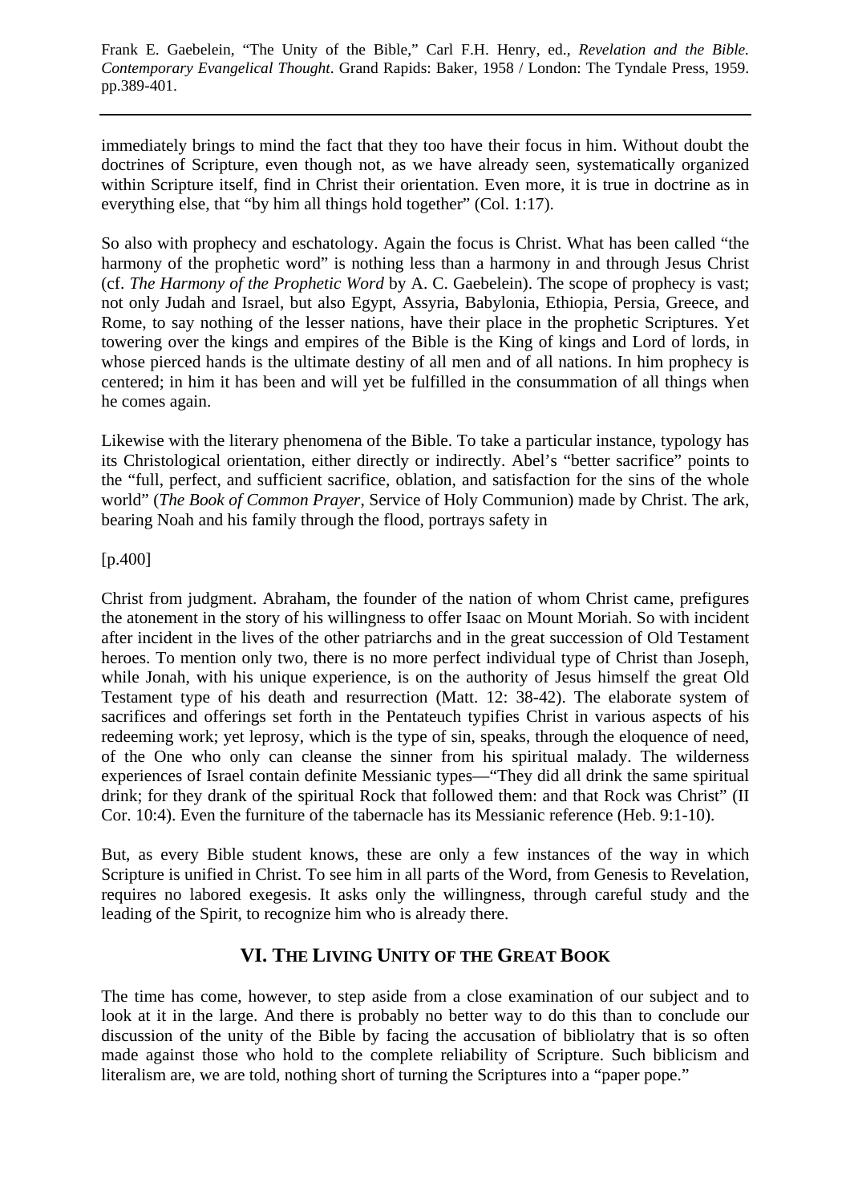immediately brings to mind the fact that they too have their focus in him. Without doubt the doctrines of Scripture, even though not, as we have already seen, systematically organized within Scripture itself, find in Christ their orientation. Even more, it is true in doctrine as in everything else, that "by him all things hold together" (Col. 1:17).

So also with prophecy and eschatology. Again the focus is Christ. What has been called "the harmony of the prophetic word" is nothing less than a harmony in and through Jesus Christ (cf. *The Harmony of the Prophetic Word* by A. C. Gaebelein). The scope of prophecy is vast; not only Judah and Israel, but also Egypt, Assyria, Babylonia, Ethiopia, Persia, Greece, and Rome, to say nothing of the lesser nations, have their place in the prophetic Scriptures. Yet towering over the kings and empires of the Bible is the King of kings and Lord of lords, in whose pierced hands is the ultimate destiny of all men and of all nations. In him prophecy is centered; in him it has been and will yet be fulfilled in the consummation of all things when he comes again.

Likewise with the literary phenomena of the Bible. To take a particular instance, typology has its Christological orientation, either directly or indirectly. Abel's "better sacrifice" points to the "full, perfect, and sufficient sacrifice, oblation, and satisfaction for the sins of the whole world" (*The Book of Common Prayer*, Service of Holy Communion) made by Christ. The ark, bearing Noah and his family through the flood, portrays safety in

[p.400]

Christ from judgment. Abraham, the founder of the nation of whom Christ came, prefigures the atonement in the story of his willingness to offer Isaac on Mount Moriah. So with incident after incident in the lives of the other patriarchs and in the great succession of Old Testament heroes. To mention only two, there is no more perfect individual type of Christ than Joseph, while Jonah, with his unique experience, is on the authority of Jesus himself the great Old Testament type of his death and resurrection (Matt. 12: 38-42). The elaborate system of sacrifices and offerings set forth in the Pentateuch typifies Christ in various aspects of his redeeming work; yet leprosy, which is the type of sin, speaks, through the eloquence of need, of the One who only can cleanse the sinner from his spiritual malady. The wilderness experiences of Israel contain definite Messianic types—"They did all drink the same spiritual drink; for they drank of the spiritual Rock that followed them: and that Rock was Christ" (II Cor. 10:4). Even the furniture of the tabernacle has its Messianic reference (Heb. 9:1-10).

But, as every Bible student knows, these are only a few instances of the way in which Scripture is unified in Christ. To see him in all parts of the Word, from Genesis to Revelation, requires no labored exegesis. It asks only the willingness, through careful study and the leading of the Spirit, to recognize him who is already there.

## VI. The Living Unity of the Great Book

The time has come, however, to step aside from a close examination of our subject and to look at it in the large. And there is probably no better way to do this than to conclude our discussion of the unity of the Bible by facing the accusation of bibliolatry that is so often made against those who hold to the complete reliability of Scripture. Such biblicism and literalism are, we are told, nothing short of turning the Scriptures into a "paper pope."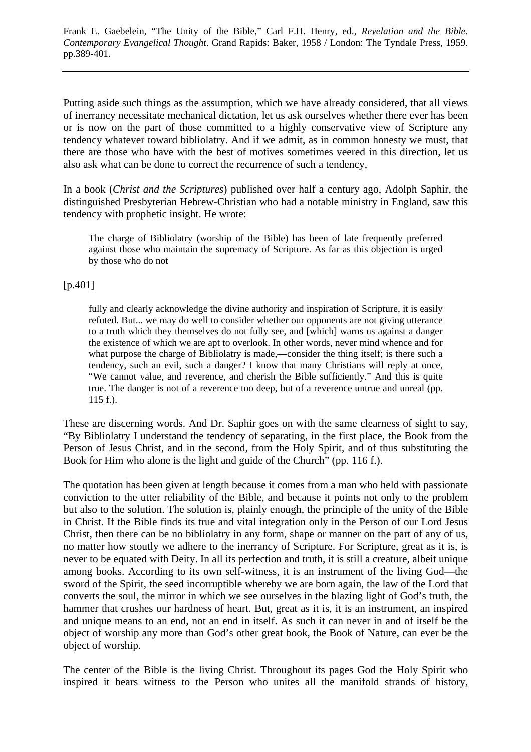Putting aside such things as the assumption, which we have already considered, that all views of inerrancy necessitate mechanical dictation, let us ask ourselves whether there ever has been or is now on the part of those committed to a highly conservative view of Scripture any tendency whatever toward bibliolatry. And if we admit, as in common honesty we must, that there are those who have with the best of motives sometimes veered in this direction, let us also ask what can be done to correct the recurrence of such a tendency,

In a book (*Christ and the Scriptures*) published over half a century ago, Adolph Saphir, the distinguished Presbyterian Hebrew-Christian who had a notable ministry in England, saw this tendency with prophetic insight. He wrote:

> The charge of Bibliolatry (worship of the Bible) has been of late frequently preferred against those who maintain the supremacy of Scripture. As far as this objection is urged by those who do not
>
> [p.401]
>
> fully and clearly acknowledge the divine authority and inspiration of Scripture, it is easily refuted. But... we may do well to consider whether our opponents are not giving utterance to a truth which they themselves do not fully see, and [which] warns us against a danger the existence of which we are apt to overlook. In other words, never mind whence and for what purpose the charge of Bibliolatry is made,—consider the thing itself; is there such a tendency, such an evil, such a danger? I know that many Christians will reply at once, "We cannot value, and reverence, and cherish the Bible sufficiently." And this is quite true. The danger is not of a reverence too deep, but of a reverence untrue and unreal (pp. 115 f.).

These are discerning words. And Dr. Saphir goes on with the same clearness of sight to say, "By Bibliolatry I understand the tendency of separating, in the first place, the Book from the Person of Jesus Christ, and in the second, from the Holy Spirit, and of thus substituting the Book for Him who alone is the light and guide of the Church" (pp. 116 f.).

The quotation has been given at length because it comes from a man who held with passionate conviction to the utter reliability of the Bible, and because it points not only to the problem but also to the solution. The solution is, plainly enough, the principle of the unity of the Bible in Christ. If the Bible finds its true and vital integration only in the Person of our Lord Jesus Christ, then there can be no bibliolatry in any form, shape or manner on the part of any of us, no matter how stoutly we adhere to the inerrancy of Scripture. For Scripture, great as it is, is never to be equated with Deity. In all its perfection and truth, it is still a creature, albeit unique among books. According to its own self-witness, it is an instrument of the living God—the sword of the Spirit, the seed incorruptible whereby we are born again, the law of the Lord that converts the soul, the mirror in which we see ourselves in the blazing light of God's truth, the hammer that crushes our hardness of heart. But, great as it is, it is an instrument, an inspired and unique means to an end, not an end in itself. As such it can never in and of itself be the object of worship any more than God's other great book, the Book of Nature, can ever be the object of worship.

The center of the Bible is the living Christ. Throughout its pages God the Holy Spirit who inspired it bears witness to the Person who unites all the manifold strands of history,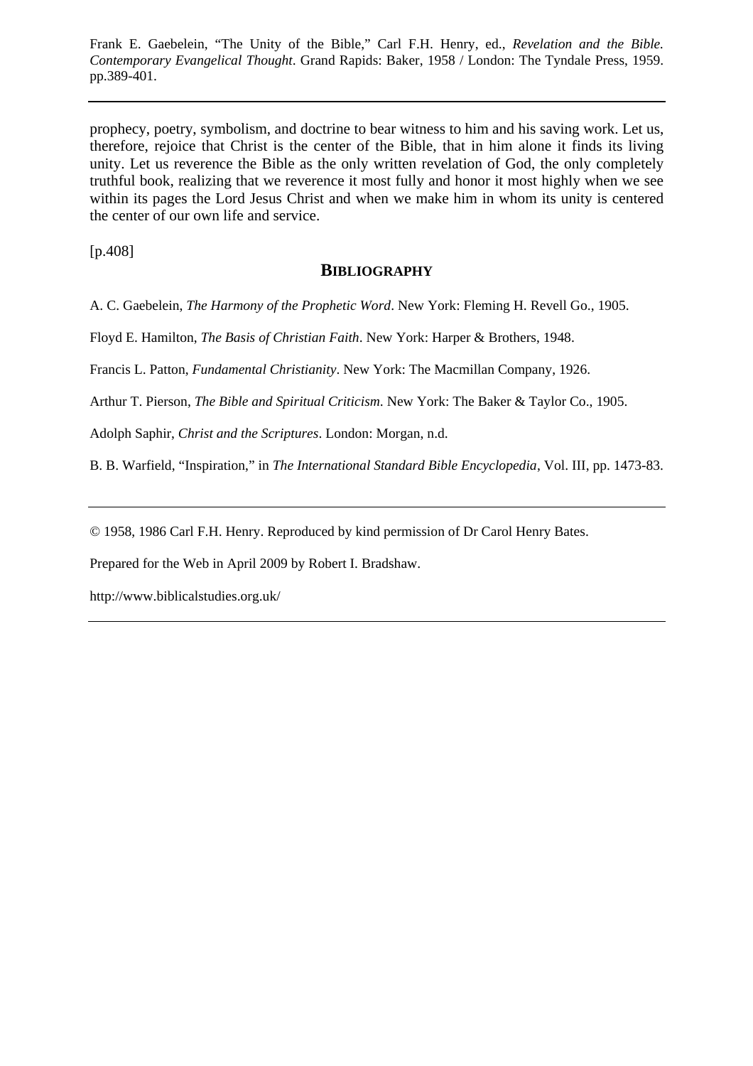prophecy, poetry, symbolism, and doctrine to bear witness to him and his saving work. Let us, therefore, rejoice that Christ is the center of the Bible, that in him alone it finds its living unity. Let us reverence the Bible as the only written revelation of God, the only completely truthful book, realizing that we reverence it most fully and honor it most highly when we see within its pages the Lord Jesus Christ and when we make him in whom its unity is centered the center of our own life and service.

[p.408]

## BIBLIOGRAPHY

A. C. Gaebelein, *The Harmony of the Prophetic Word*. New York: Fleming H. Revell Go., 1905.

Floyd E. Hamilton, *The Basis of Christian Faith*. New York: Harper & Brothers, 1948.

Francis L. Patton, *Fundamental Christianity*. New York: The Macmillan Company, 1926.

Arthur T. Pierson, *The Bible and Spiritual Criticism*. New York: The Baker & Taylor Co., 1905.

Adolph Saphir, *Christ and the Scriptures*. London: Morgan, n.d.

B. B. Warfield, "Inspiration," in *The International Standard Bible Encyclopedia*, Vol. III, pp. 1473-83.

---

© 1958, 1986 Carl F.H. Henry. Reproduced by kind permission of Dr Carol Henry Bates.

Prepared for the Web in April 2009 by Robert I. Bradshaw.

http://www.biblicalstudies.org.uk/